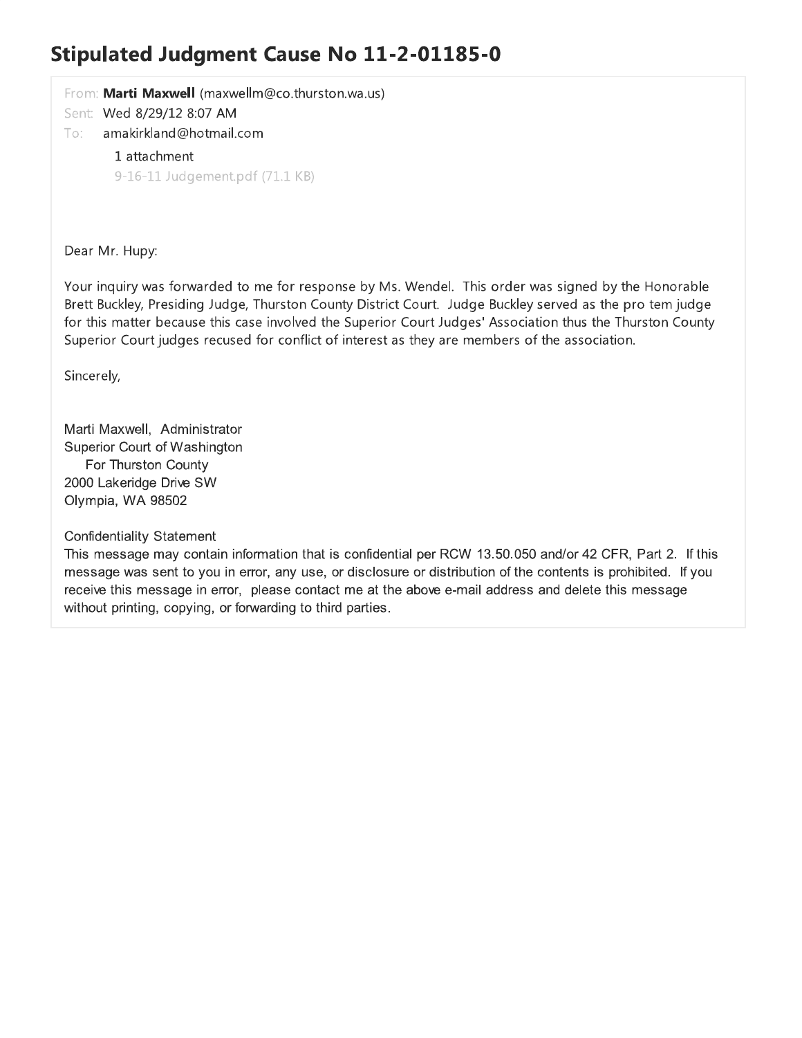# Stipulated Judgment Cause No 11-2-01185-0

From: **Marti Maxwell** (maxwellm@co.thurston.wa.us)

Sent: Wed 8/29/12 8:07 AM

To: amakirkland@hotmail.com

1 attachment

9-16-11 Judgement.pdf (71.1 KB)

Dear Mr. Hupy:

Your inquiry was forwarded to me for response by Ms. Wendel. This order was signed by the Honorable Brett Buckley, Presiding Judge, Thurston County District Court. Judge Buckley served as the pro tem judge for this matter because this case involved the Superior Court Judges' Association thus the Thurston County Superior Court judges recused for conflict of interest as they are members of the association.

Sincerely,

Marti Maxwell, Administrator
Superior Court of Washington
For Thurston County
2000 Lakeridge Drive SW
Olympia, WA 98502

Confidentiality Statement
This message may contain information that is confidential per RCW 13.50.050 and/or 42 CFR, Part 2. If this message was sent to you in error, any use, or disclosure or distribution of the contents is prohibited. If you receive this message in error, please contact me at the above e-mail address and delete this message without printing, copying, or forwarding to third parties.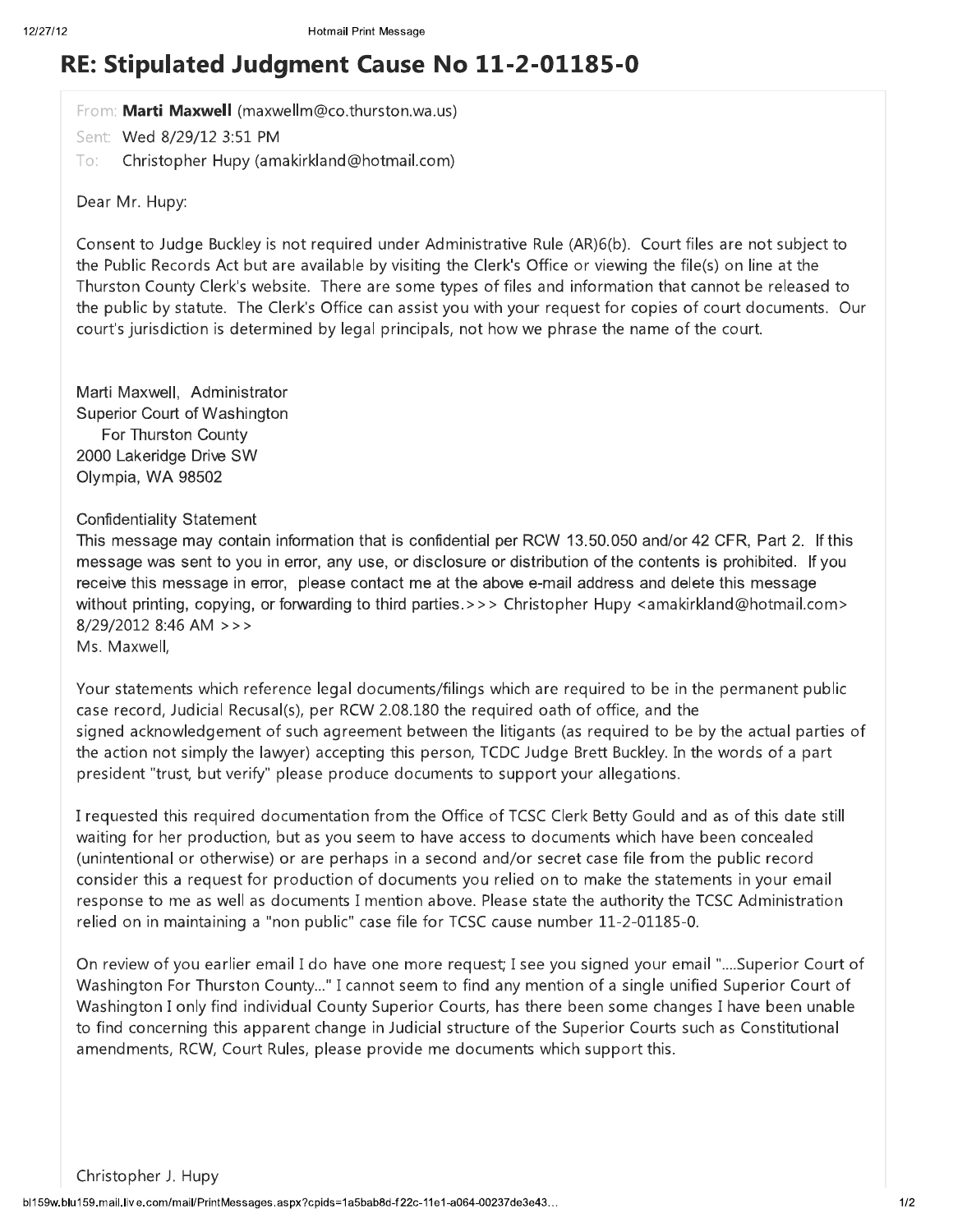# RE: Stipulated Judgment Cause No 11-2-01185-0

From: **Marti Maxwell** (maxwellm@co.thurston.wa.us)

Sent: Wed 8/29/12 3:51 PM

To: Christopher Hupy (amakirkland@hotmail.com)

Dear Mr. Hupy:

Consent to Judge Buckley is not required under Administrative Rule (AR)6(b). Court files are not subject to the Public Records Act but are available by visiting the Clerk's Office or viewing the file(s) on line at the Thurston County Clerk's website. There are some types of files and information that cannot be released to the public by statute. The Clerk's Office can assist you with your request for copies of court documents. Our court's jurisdiction is determined by legal principals, not how we phrase the name of the court.

Marti Maxwell, Administrator
Superior Court of Washington
For Thurston County
2000 Lakeridge Drive SW
Olympia, WA 98502

Confidentiality Statement
This message may contain information that is confidential per RCW 13.50.050 and/or 42 CFR, Part 2. If this message was sent to you in error, any use, or disclosure or distribution of the contents is prohibited. If you receive this message in error, please contact me at the above e-mail address and delete this message without printing, copying, or forwarding to third parties.>>> Christopher Hupy <amakirkland@hotmail.com> 8/29/2012 8:46 AM >>>
Ms. Maxwell,

Your statements which reference legal documents/filings which are required to be in the permanent public case record, Judicial Recusal(s), per RCW 2.08.180 the required oath of office, and the signed acknowledgement of such agreement between the litigants (as required to be by the actual parties of the action not simply the lawyer) accepting this person, TCDC Judge Brett Buckley. In the words of a part president "trust, but verify" please produce documents to support your allegations.

I requested this required documentation from the Office of TCSC Clerk Betty Gould and as of this date still waiting for her production, but as you seem to have access to documents which have been concealed (unintentional or otherwise) or are perhaps in a second and/or secret case file from the public record consider this a request for production of documents you relied on to make the statements in your email response to me as well as documents I mention above. Please state the authority the TCSC Administration relied on in maintaining a "non public" case file for TCSC cause number 11-2-01185-0.

On review of you earlier email I do have one more request; I see you signed your email "....Superior Court of Washington For Thurston County..." I cannot seem to find any mention of a single unified Superior Court of Washington I only find individual County Superior Courts, has there been some changes I have been unable to find concerning this apparent change in Judicial structure of the Superior Courts such as Constitutional amendments, RCW, Court Rules, please provide me documents which support this.

Christopher J. Hupy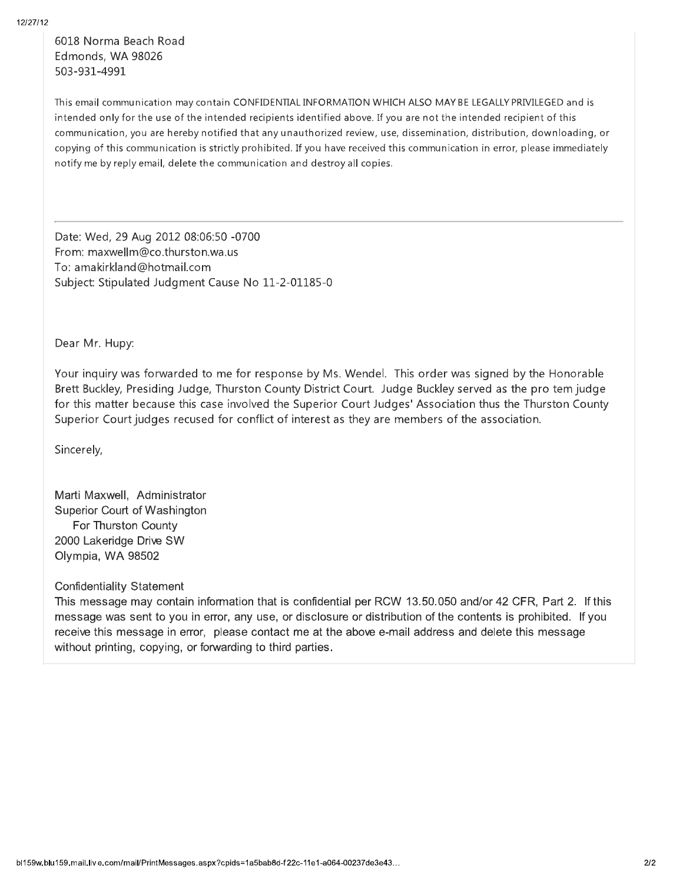6018 Norma Beach Road
Edmonds, WA 98026
503-931-4991

This email communication may contain CONFIDENTIAL INFORMATION WHICH ALSO MAY BE LEGALLY PRIVILEGED and is intended only for the use of the intended recipients identified above. If you are not the intended recipient of this communication, you are hereby notified that any unauthorized review, use, dissemination, distribution, downloading, or copying of this communication is strictly prohibited. If you have received this communication in error, please immediately notify me by reply email, delete the communication and destroy all copies.

---

Date: Wed, 29 Aug 2012 08:06:50 -0700
From: maxwellm@co.thurston.wa.us
To: amakirkland@hotmail.com
Subject: Stipulated Judgment Cause No 11-2-01185-0

Dear Mr. Hupy:

Your inquiry was forwarded to me for response by Ms. Wendel. This order was signed by the Honorable Brett Buckley, Presiding Judge, Thurston County District Court. Judge Buckley served as the pro tem judge for this matter because this case involved the Superior Court Judges' Association thus the Thurston County Superior Court judges recused for conflict of interest as they are members of the association.

Sincerely,

Marti Maxwell, Administrator
Superior Court of Washington
For Thurston County
2000 Lakeridge Drive SW
Olympia, WA 98502

Confidentiality Statement
This message may contain information that is confidential per RCW 13.50.050 and/or 42 CFR, Part 2. If this message was sent to you in error, any use, or disclosure or distribution of the contents is prohibited. If you receive this message in error, please contact me at the above e-mail address and delete this message without printing, copying, or forwarding to third parties.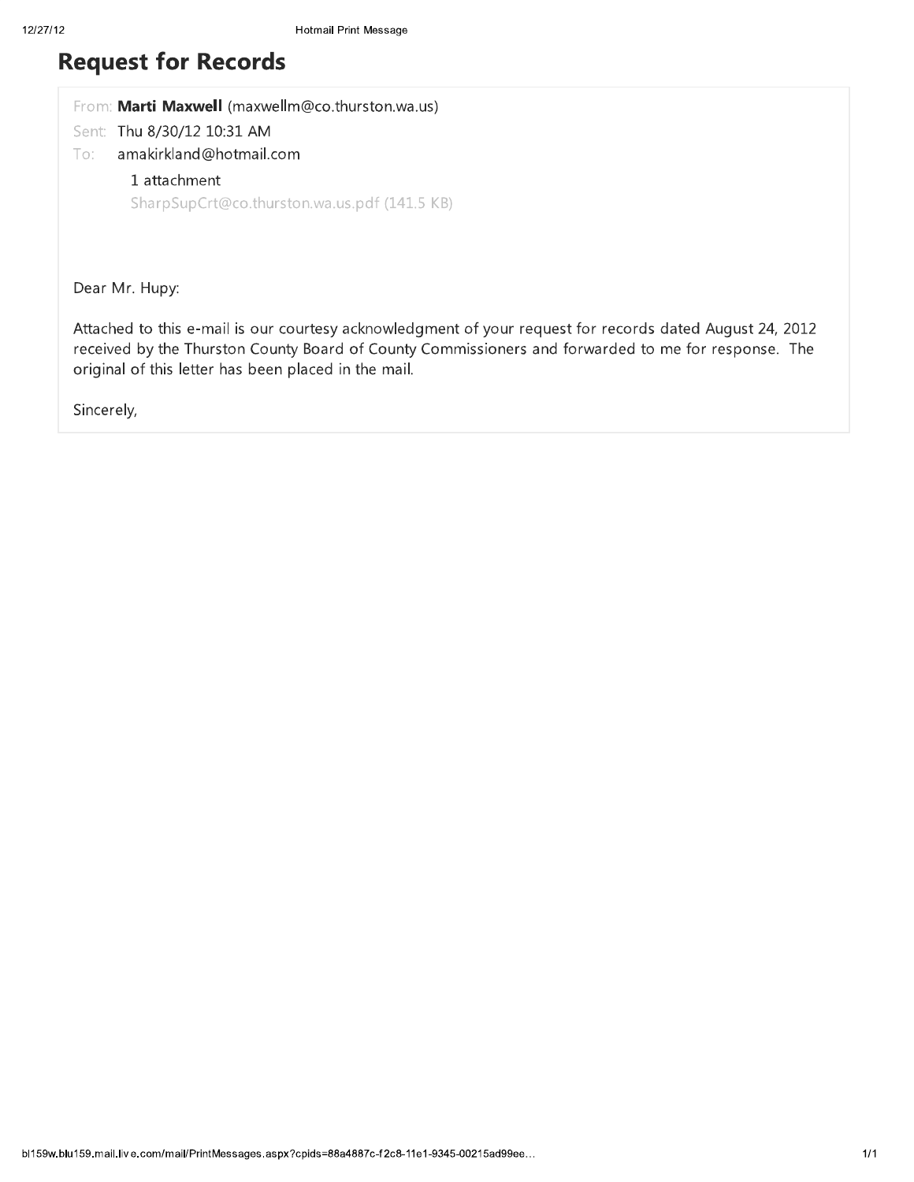# Request for Records

From: **Marti Maxwell** (maxwellm@co.thurston.wa.us)

Sent: Thu 8/30/12 10:31 AM

To: amakirkland@hotmail.com

1 attachment

SharpSupCrt@co.thurston.wa.us.pdf (141.5 KB)

Dear Mr. Hupy:

Attached to this e-mail is our courtesy acknowledgment of your request for records dated August 24, 2012 received by the Thurston County Board of County Commissioners and forwarded to me for response. The original of this letter has been placed in the mail.

Sincerely,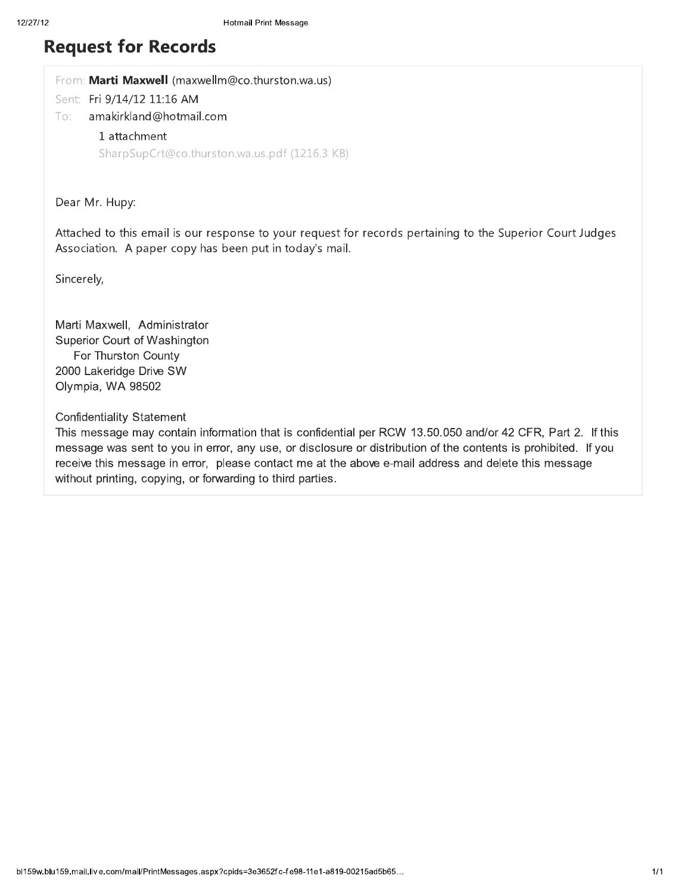# Request for Records

From: **Marti Maxwell** (maxwellm@co.thurston.wa.us)

Sent: Fri 9/14/12 11:16 AM

To: amakirkland@hotmail.com

1 attachment

SharpSupCrt@co.thurston.wa.us.pdf (1216.3 KB)

Dear Mr. Hupy:

Attached to this email is our response to your request for records pertaining to the Superior Court Judges Association. A paper copy has been put in today's mail.

Sincerely,

Marti Maxwell, Administrator
Superior Court of Washington
For Thurston County
2000 Lakeridge Drive SW
Olympia, WA 98502

Confidentiality Statement
This message may contain information that is confidential per RCW 13.50.050 and/or 42 CFR, Part 2. If this message was sent to you in error, any use, or disclosure or distribution of the contents is prohibited. If you receive this message in error, please contact me at the above e-mail address and delete this message without printing, copying, or forwarding to third parties.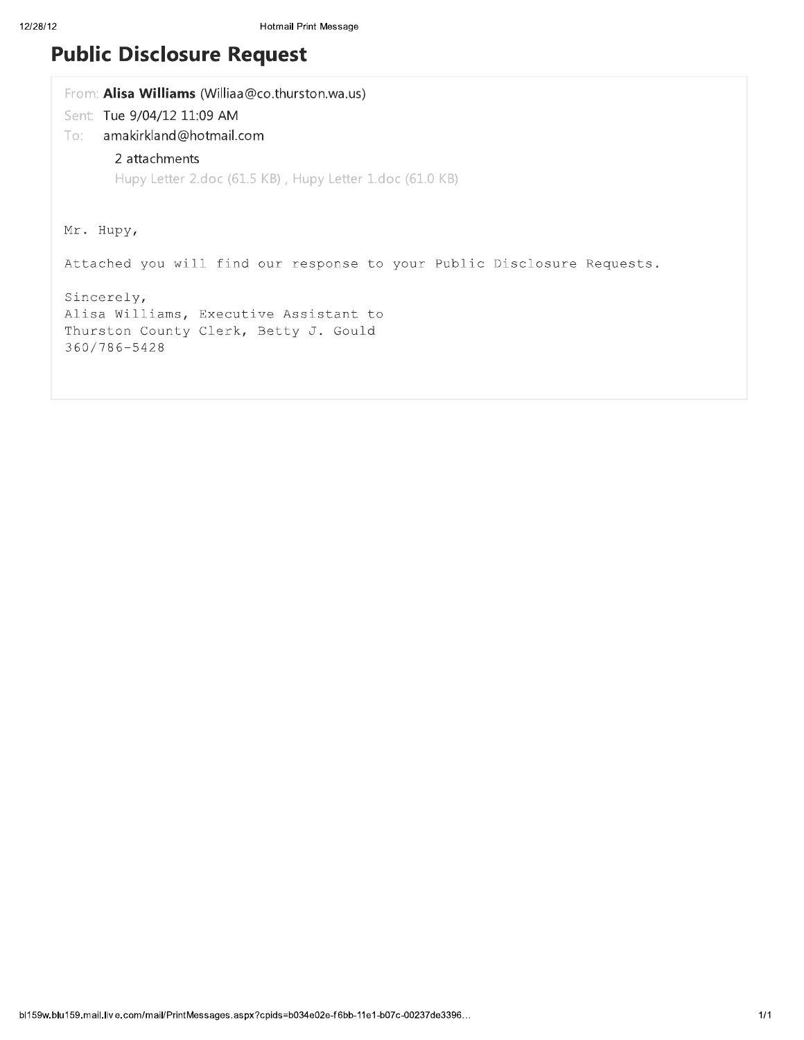# Public Disclosure Request

From: **Alisa Williams** (Williaa@co.thurston.wa.us)

Sent: Tue 9/04/12 11:09 AM

To: amakirkland@hotmail.com

2 attachments

Hupy Letter 2.doc (61.5 KB) , Hupy Letter 1.doc (61.0 KB)

Mr. Hupy,

Attached you will find our response to your Public Disclosure Requests.

Sincerely,
Alisa Williams, Executive Assistant to
Thurston County Clerk, Betty J. Gould
360/786-5428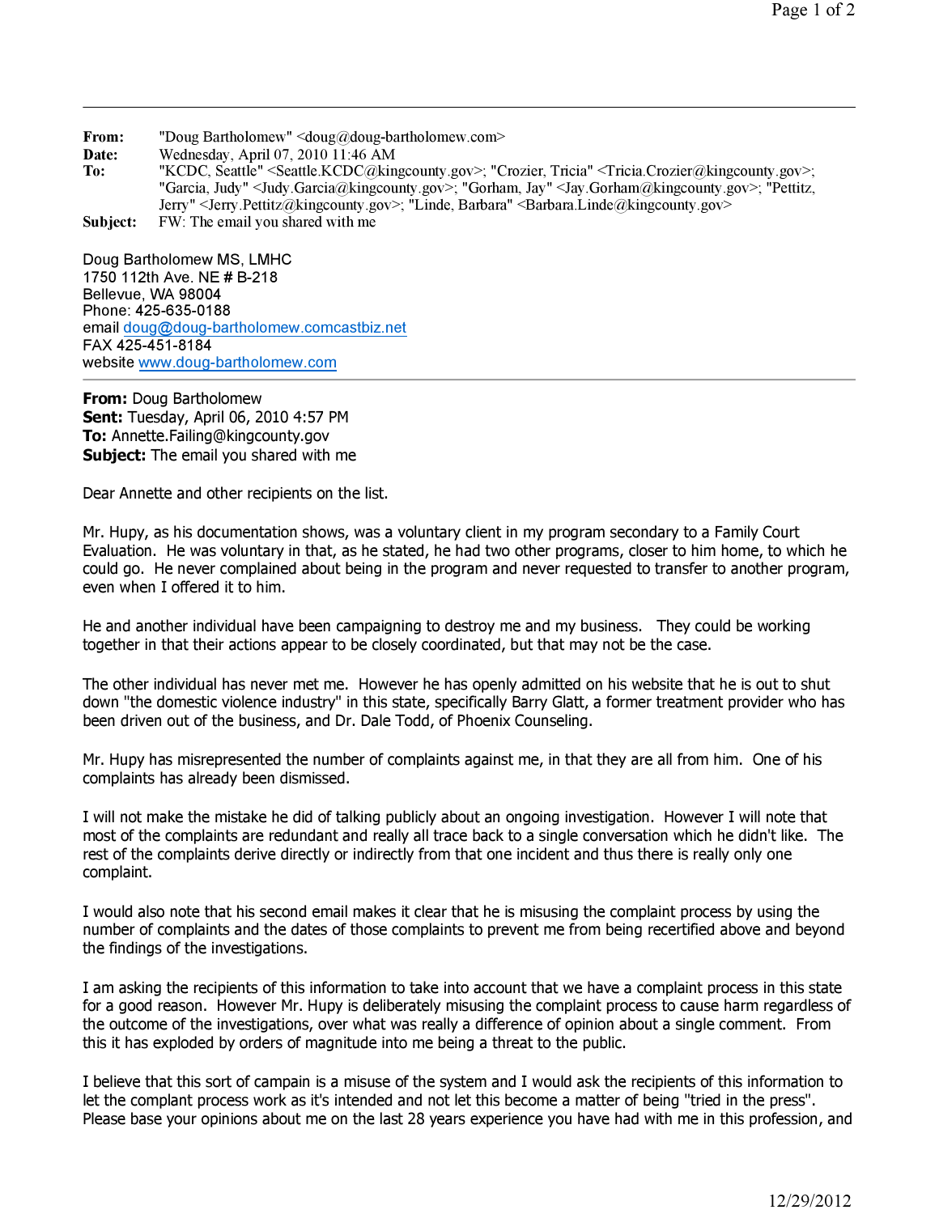**From:** "Doug Bartholomew" <doug@doug-bartholomew.com>
**Date:** Wednesday, April 07, 2010 11:46 AM
**To:** "KCDC, Seattle" <Seattle.KCDC@kingcounty.gov>; "Crozier, Tricia" <Tricia.Crozier@kingcounty.gov>; "Garcia, Judy" <Judy.Garcia@kingcounty.gov>; "Gorham, Jay" <Jay.Gorham@kingcounty.gov>; "Pettitz, Jerry" <Jerry.Pettitz@kingcounty.gov>; "Linde, Barbara" <Barbara.Linde@kingcounty.gov>
**Subject:** FW: The email you shared with me

Doug Bartholomew MS, LMHC
1750 112th Ave. NE # B-218
Bellevue, WA 98004
Phone: 425-635-0188
email doug@doug-bartholomew.comcastbiz.net
FAX 425-451-8184
website www.doug-bartholomew.com

---

**From:** Doug Bartholomew
**Sent:** Tuesday, April 06, 2010 4:57 PM
**To:** Annette.Failing@kingcounty.gov
**Subject:** The email you shared with me

Dear Annette and other recipients on the list.

Mr. Hupy, as his documentation shows, was a voluntary client in my program secondary to a Family Court Evaluation. He was voluntary in that, as he stated, he had two other programs, closer to him home, to which he could go. He never complained about being in the program and never requested to transfer to another program, even when I offered it to him.

He and another individual have been campaigning to destroy me and my business. They could be working together in that their actions appear to be closely coordinated, but that may not be the case.

The other individual has never met me. However he has openly admitted on his website that he is out to shut down "the domestic violence industry" in this state, specifically Barry Glatt, a former treatment provider who has been driven out of the business, and Dr. Dale Todd, of Phoenix Counseling.

Mr. Hupy has misrepresented the number of complaints against me, in that they are all from him. One of his complaints has already been dismissed.

I will not make the mistake he did of talking publicly about an ongoing investigation. However I will note that most of the complaints are redundant and really all trace back to a single conversation which he didn't like. The rest of the complaints derive directly or indirectly from that one incident and thus there is really only one complaint.

I would also note that his second email makes it clear that he is misusing the complaint process by using the number of complaints and the dates of those complaints to prevent me from being recertified above and beyond the findings of the investigations.

I am asking the recipients of this information to take into account that we have a complaint process in this state for a good reason. However Mr. Hupy is deliberately misusing the complaint process to cause harm regardless of the outcome of the investigations, over what was really a difference of opinion about a single comment. From this it has exploded by orders of magnitude into me being a threat to the public.

I believe that this sort of campain is a misuse of the system and I would ask the recipients of this information to let the complant process work as it's intended and not let this become a matter of being "tried in the press". Please base your opinions about me on the last 28 years experience you have had with me in this profession, and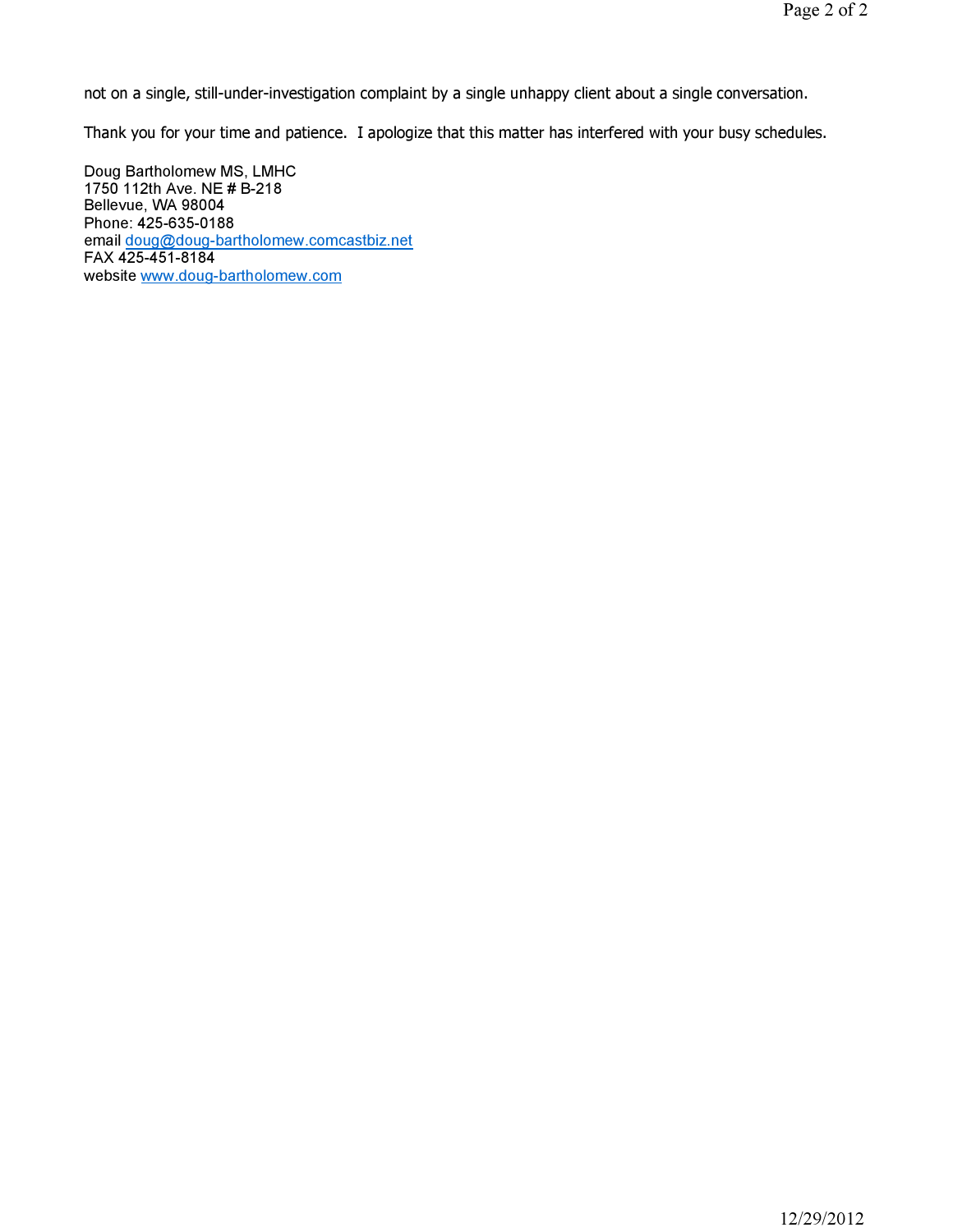not on a single, still-under-investigation complaint by a single unhappy client about a single conversation.

Thank you for your time and patience. I apologize that this matter has interfered with your busy schedules.

Doug Bartholomew MS, LMHC
1750 112th Ave. NE # B-218
Bellevue, WA 98004
Phone: 425-635-0188
email doug@doug-bartholomew.comcastbiz.net
FAX 425-451-8184
website www.doug-bartholomew.com